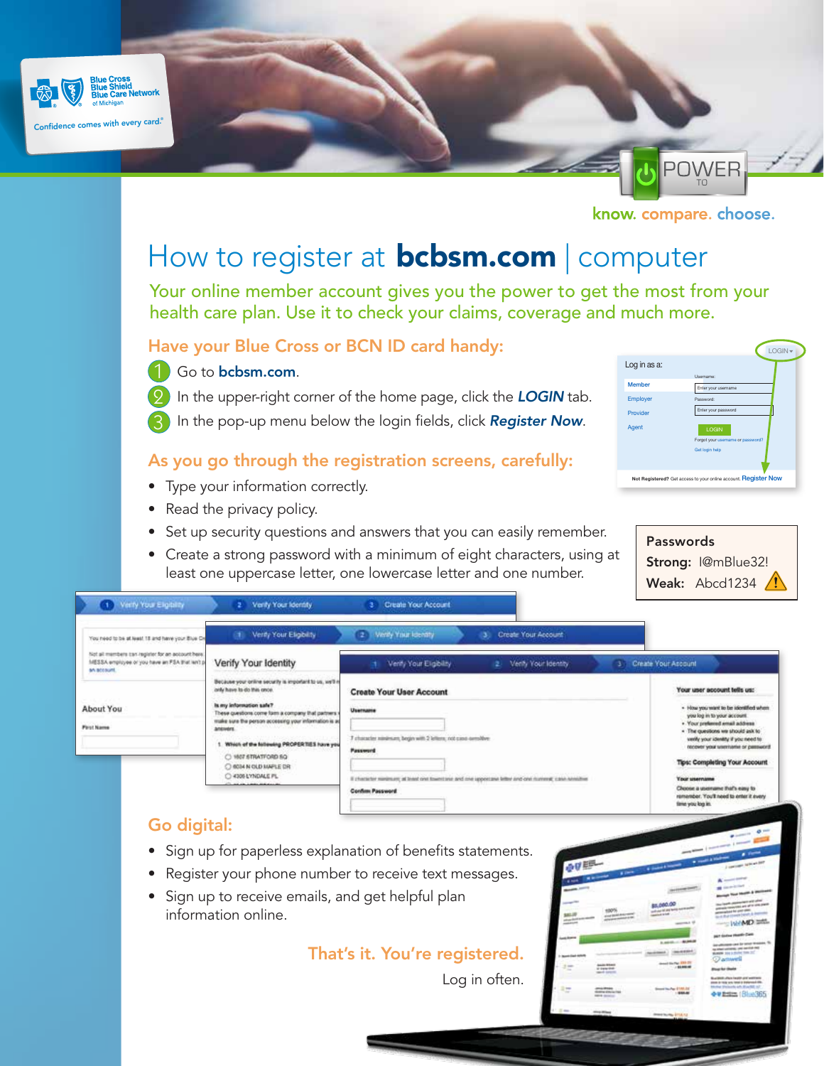# How to register at **bcbsm.com** | computer

Your online member account gives you the power to get the most from your health care plan. Use it to check your claims, coverage and much more.

## Have your Blue Cross or BCN ID card handy:

1. Go to **bcbsm.com**.
2. In the upper-right corner of the home page, click the ***LOGIN*** tab.
3. In the pop-up menu below the login fields, click ***Register Now***.

## As you go through the registration screens, carefully:

- Type your information correctly.
- Read the privacy policy.
- Set up security questions and answers that you can easily remember.
- Create a strong password with a minimum of eight characters, using at least one uppercase letter, one lowercase letter and one number.

**Passwords**

**Strong:** I@mBlue32!

**Weak:** Abcd1234

## Go digital:

- Sign up for paperless explanation of benefits statements.
- Register your phone number to receive text messages.
- Sign up to receive emails, and get helpful plan information online.

**That's it. You're registered.**

Log in often.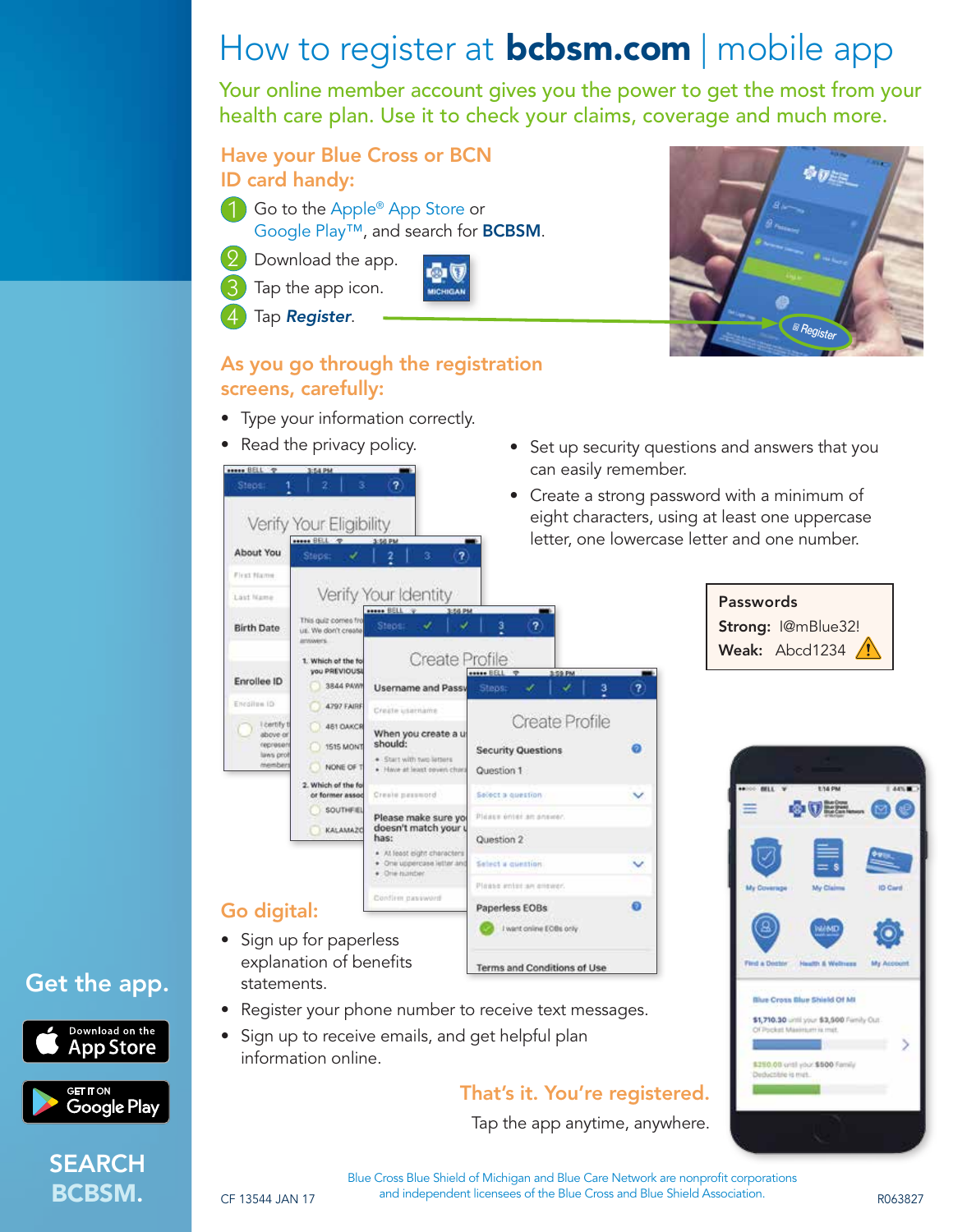# How to register at **bcbsm.com** | mobile app

Your online member account gives you the power to get the most from your health care plan. Use it to check your claims, coverage and much more.

## Have your Blue Cross or BCN ID card handy:

1. Go to the Apple® App Store or Google Play™, and search for **BCBSM**.
2. Download the app.
3. Tap the app icon.
4. Tap ***Register***.

## As you go through the registration screens, carefully:

- Type your information correctly.
- Read the privacy policy.
- Set up security questions and answers that you can easily remember.
- Create a strong password with a minimum of eight characters, using at least one uppercase letter, one lowercase letter and one number.

| Passwords | |
|---|---|
| **Strong:** | I@mBlue32! |
| **Weak:** | Abcd1234 ⚠ |

## Go digital:

- Sign up for paperless explanation of benefits statements.
- Register your phone number to receive text messages.
- Sign up to receive emails, and get helpful plan information online.

## That's it. You're registered.

Tap the app anytime, anywhere.

**Get the app.**

Download on the App Store

GET IT ON Google Play

**SEARCH BCBSM.**

CF 13544 JAN 17

Blue Cross Blue Shield of Michigan and Blue Care Network are nonprofit corporations and independent licensees of the Blue Cross and Blue Shield Association.

R063827